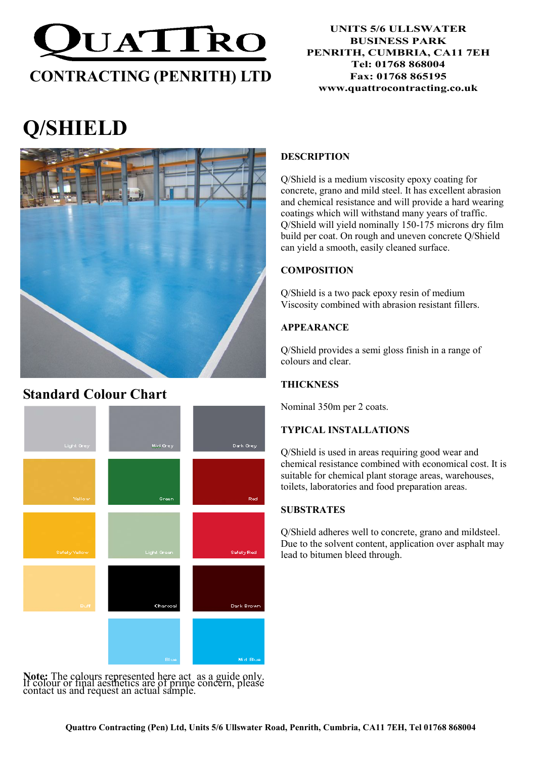# QUATTRO

## CONTRACTING (PENRITH) LTD

**UNITS 5/6 ULLSWATER BUSINESS PARK**
**PENRITH, CUMBRIA, CA11 7EH**
**Tel: 01768 868004**
**Fax: 01768 865195**
**www.quattrocontracting.co.uk**

# Q/SHIELD

## Standard Colour Chart

| | | |
|---|---|---|
| Light Grey | Mid Grey | Dark Grey |
| Yellow | Green | Red |
| Safety Yellow | Light Green | Safety Red |
| Buff | Charcoal | Dark Brown |
| | Blue | Mid Blue |

**Note:** The colours represented here act as a guide only. If colour or final aesthetics are of prime concern, please contact us and request an actual sample.

### DESCRIPTION

Q/Shield is a medium viscosity epoxy coating for concrete, grano and mild steel. It has excellent abrasion and chemical resistance and will provide a hard wearing coatings which will withstand many years of traffic. Q/Shield will yield nominally 150-175 microns dry film build per coat. On rough and uneven concrete Q/Shield can yield a smooth, easily cleaned surface.

### COMPOSITION

Q/Shield is a two pack epoxy resin of medium Viscosity combined with abrasion resistant fillers.

### APPEARANCE

Q/Shield provides a semi gloss finish in a range of colours and clear.

### THICKNESS

Nominal 350m per 2 coats.

### TYPICAL INSTALLATIONS

Q/Shield is used in areas requiring good wear and chemical resistance combined with economical cost. It is suitable for chemical plant storage areas, warehouses, toilets, laboratories and food preparation areas.

### SUBSTRATES

Q/Shield adheres well to concrete, grano and mildsteel. Due to the solvent content, application over asphalt may lead to bitumen bleed through.

**Quattro Contracting (Pen) Ltd, Units 5/6 Ullswater Road, Penrith, Cumbria, CA11 7EH, Tel 01768 868004**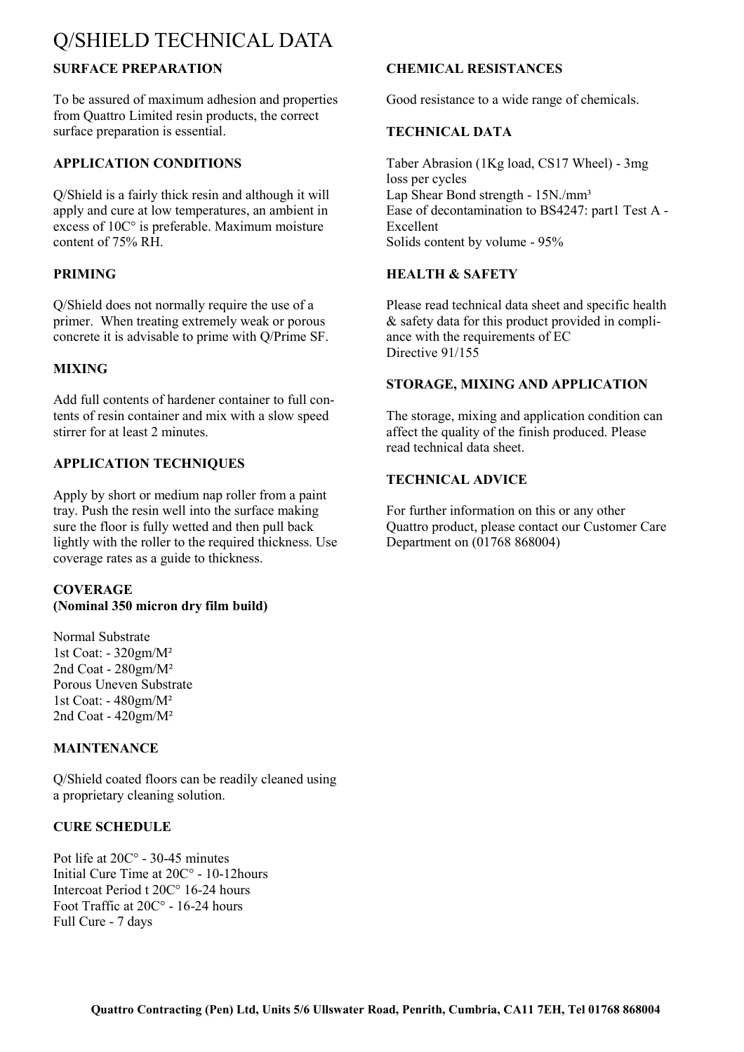# Q/SHIELD TECHNICAL DATA

**SURFACE PREPARATION**

To be assured of maximum adhesion and properties from Quattro Limited resin products, the correct surface preparation is essential.

**APPLICATION CONDITIONS**

Q/Shield is a fairly thick resin and although it will apply and cure at low temperatures, an ambient in excess of 10C° is preferable. Maximum moisture content of 75% RH.

**PRIMING**

Q/Shield does not normally require the use of a primer. When treating extremely weak or porous concrete it is advisable to prime with Q/Prime SF.

**MIXING**

Add full contents of hardener container to full contents of resin container and mix with a slow speed stirrer for at least 2 minutes.

**APPLICATION TECHNIQUES**

Apply by short or medium nap roller from a paint tray. Push the resin well into the surface making sure the floor is fully wetted and then pull back lightly with the roller to the required thickness. Use coverage rates as a guide to thickness.

**COVERAGE**
**(Nominal 350 micron dry film build)**

Normal Substrate
1st Coat: - 320gm/M²
2nd Coat - 280gm/M²
Porous Uneven Substrate
1st Coat: - 480gm/M²
2nd Coat - 420gm/M²

**MAINTENANCE**

Q/Shield coated floors can be readily cleaned using a proprietary cleaning solution.

**CURE SCHEDULE**

Pot life at 20C° - 30-45 minutes
Initial Cure Time at 20C° - 10-12hours
Intercoat Period t 20C° 16-24 hours
Foot Traffic at 20C° - 16-24 hours
Full Cure - 7 days

**CHEMICAL RESISTANCES**

Good resistance to a wide range of chemicals.

**TECHNICAL DATA**

Taber Abrasion (1Kg load, CS17 Wheel) - 3mg loss per cycles
Lap Shear Bond strength - 15N./mm³
Ease of decontamination to BS4247: part1 Test A - Excellent
Solids content by volume - 95%

**HEALTH & SAFETY**

Please read technical data sheet and specific health & safety data for this product provided in compliance with the requirements of EC Directive 91/155

**STORAGE, MIXING AND APPLICATION**

The storage, mixing and application condition can affect the quality of the finish produced. Please read technical data sheet.

**TECHNICAL ADVICE**

For further information on this or any other Quattro product, please contact our Customer Care Department on (01768 868004)

**Quattro Contracting (Pen) Ltd, Units 5/6 Ullswater Road, Penrith, Cumbria, CA11 7EH, Tel 01768 868004**